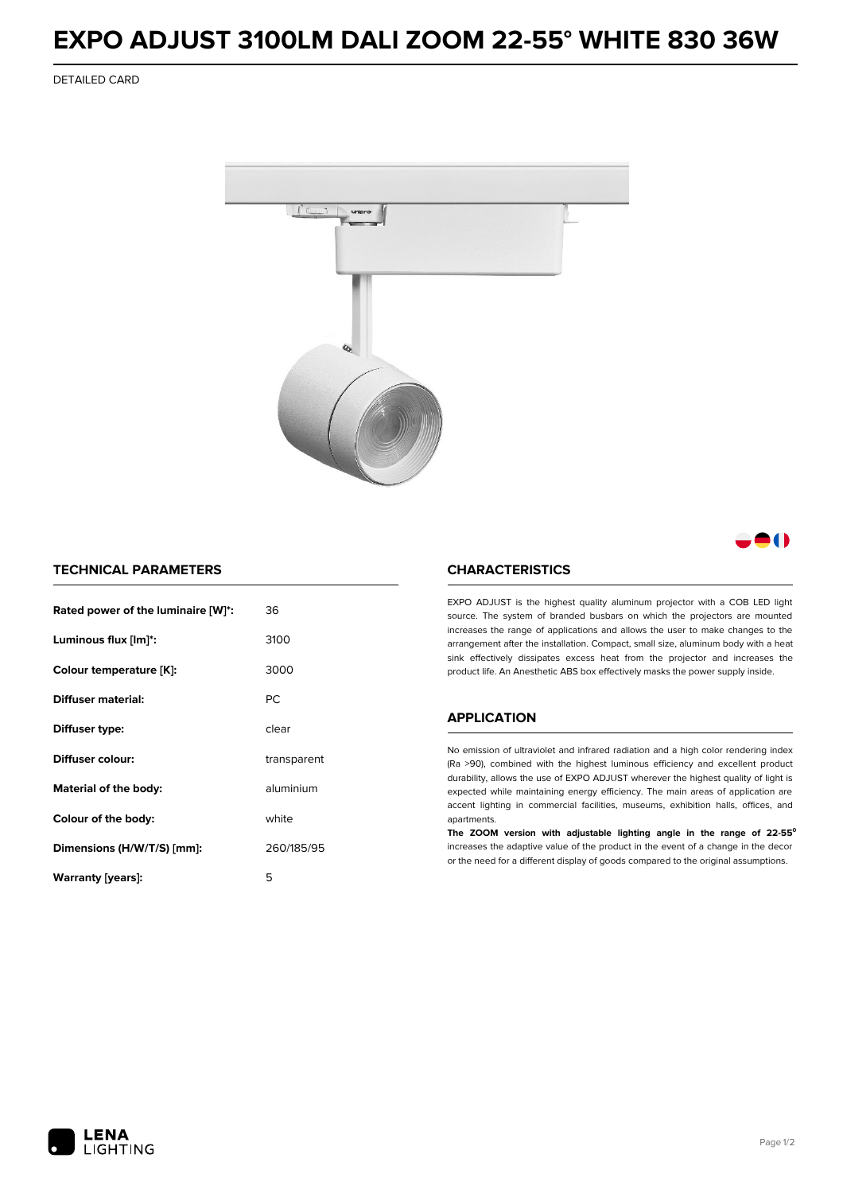# EXPO ADJUST 3100LM DALI ZOOM 22-55° WHITE 830 36W

DETAILED CARD

## TECHNICAL PARAMETERS

| | |
|---|---|
| **Rated power of the luminaire [W]*:** | 36 |
| **Luminous flux [lm]*:** | 3100 |
| **Colour temperature [K]:** | 3000 |
| **Diffuser material:** | PC |
| **Diffuser type:** | clear |
| **Diffuser colour:** | transparent |
| **Material of the body:** | aluminium |
| **Colour of the body:** | white |
| **Dimensions (H/W/T/S) [mm]:** | 260/185/95 |
| **Warranty [years]:** | 5 |

## CHARACTERISTICS

EXPO ADJUST is the highest quality aluminum projector with a COB LED light source. The system of branded busbars on which the projectors are mounted increases the range of applications and allows the user to make changes to the arrangement after the installation. Compact, small size, aluminum body with a heat sink effectively dissipates excess heat from the projector and increases the product life. An Anesthetic ABS box effectively masks the power supply inside.

## APPLICATION

No emission of ultraviolet and infrared radiation and a high color rendering index (Ra >90), combined with the highest luminous efficiency and excellent product durability, allows the use of EXPO ADJUST wherever the highest quality of light is expected while maintaining energy efficiency. The main areas of application are accent lighting in commercial facilities, museums, exhibition halls, offices, and apartments.

**The ZOOM version with adjustable lighting angle in the range of 22-55°** increases the adaptive value of the product in the event of a change in the decor or the need for a different display of goods compared to the original assumptions.

LENA LIGHTING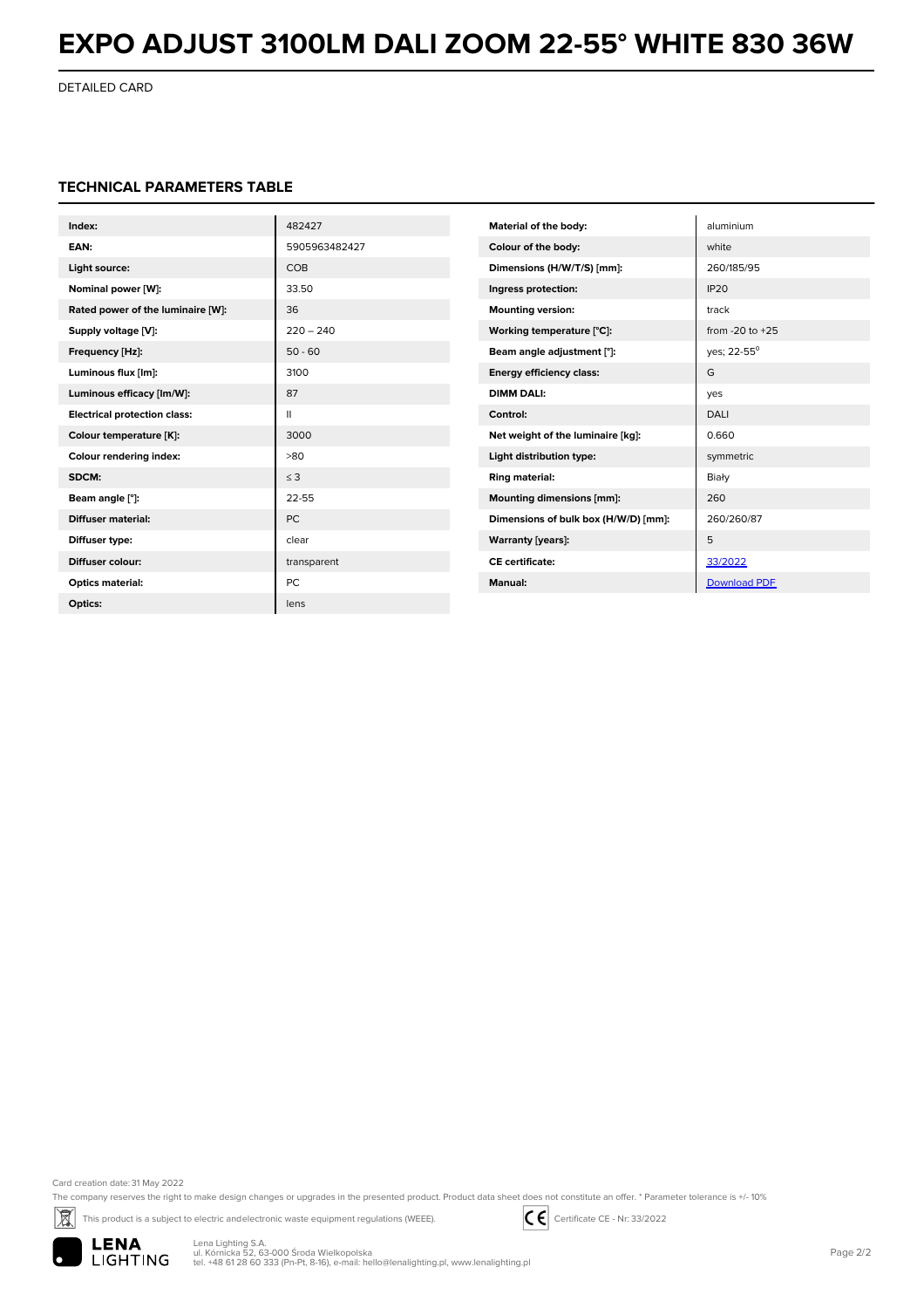# EXPO ADJUST 3100LM DALI ZOOM 22-55° WHITE 830 36W

DETAILED CARD

## TECHNICAL PARAMETERS TABLE

| | |
|---|---|
| **Index:** | 482427 |
| **EAN:** | 5905963482427 |
| **Light source:** | COB |
| **Nominal power [W]:** | 33.50 |
| **Rated power of the luminaire [W]:** | 36 |
| **Supply voltage [V]:** | 220 – 240 |
| **Frequency [Hz]:** | 50 - 60 |
| **Luminous flux [lm]:** | 3100 |
| **Luminous efficacy [lm/W]:** | 87 |
| **Electrical protection class:** | II |
| **Colour temperature [K]:** | 3000 |
| **Colour rendering index:** | >80 |
| **SDCM:** | ≤ 3 |
| **Beam angle [°]:** | 22-55 |
| **Diffuser material:** | PC |
| **Diffuser type:** | clear |
| **Diffuser colour:** | transparent |
| **Optics material:** | PC |
| **Optics:** | lens |

| | |
|---|---|
| **Material of the body:** | aluminium |
| **Colour of the body:** | white |
| **Dimensions (H/W/T/S) [mm]:** | 260/185/95 |
| **Ingress protection:** | IP20 |
| **Mounting version:** | track |
| **Working temperature [°C]:** | from -20 to +25 |
| **Beam angle adjustment [°]:** | yes; 22-55° |
| **Energy efficiency class:** | G |
| **DIMM DALI:** | yes |
| **Control:** | DALI |
| **Net weight of the luminaire [kg]:** | 0.660 |
| **Light distribution type:** | symmetric |
| **Ring material:** | Biały |
| **Mounting dimensions [mm]:** | 260 |
| **Dimensions of bulk box (H/W/D) [mm]:** | 260/260/87 |
| **Warranty [years]:** | 5 |
| **CE certificate:** | 33/2022 |
| **Manual:** | Download PDF |

Card creation date: 31 May 2022

The company reserves the right to make design changes or upgrades in the presented product. Product data sheet does not constitute an offer. * Parameter tolerance is +/- 10%

This product is a subject to electric andelectronic waste equipment regulations (WEEE).

Certificate CE - Nr: 33/2022

Lena Lighting S.A.
ul. Kórnicka 52, 63-000 Środa Wielkopolska
tel. +48 61 28 60 333 (Pn-Pt, 8-16), e-mail: hello@lenalighting.pl, www.lenalighting.pl